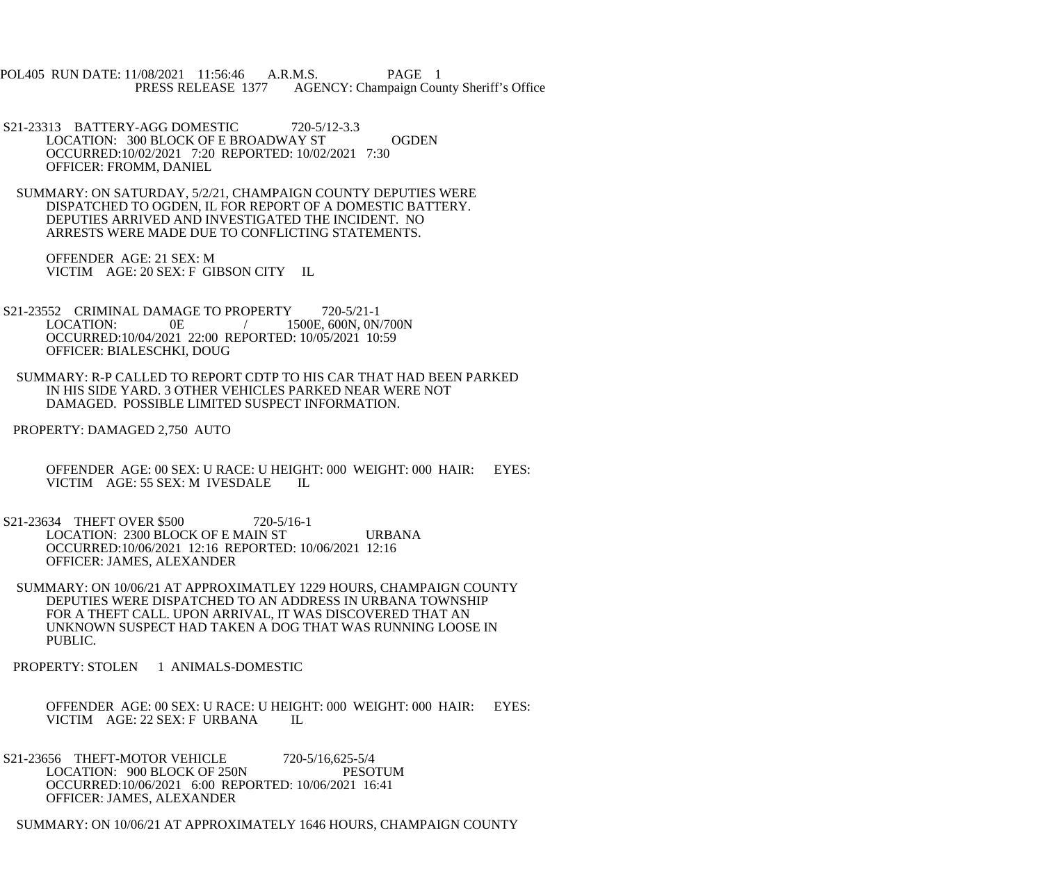POL405 RUN DATE: 11/08/2021 11:56:46 A.R.M.S. PAGE 1
PRESS RELEASE 1377 AGENCY: Champaign County Sheriff's Office

S21-23313 BATTERY-AGG DOMESTIC 720-5/12-3.3
LOCATION: 300 BLOCK OF E BROADWAY ST OGDEN
OCCURRED:10/02/2021 7:20 REPORTED: 10/02/2021 7:30
OFFICER: FROMM, DANIEL

SUMMARY: ON SATURDAY, 5/2/21, CHAMPAIGN COUNTY DEPUTIES WERE DISPATCHED TO OGDEN, IL FOR REPORT OF A DOMESTIC BATTERY. DEPUTIES ARRIVED AND INVESTIGATED THE INCIDENT. NO ARRESTS WERE MADE DUE TO CONFLICTING STATEMENTS.

OFFENDER AGE: 21 SEX: M
VICTIM AGE: 20 SEX: F GIBSON CITY IL

S21-23552 CRIMINAL DAMAGE TO PROPERTY 720-5/21-1
LOCATION: 0E / 1500E, 600N, 0N/700N
OCCURRED:10/04/2021 22:00 REPORTED: 10/05/2021 10:59
OFFICER: BIALESCHKI, DOUG

SUMMARY: R-P CALLED TO REPORT CDTP TO HIS CAR THAT HAD BEEN PARKED IN HIS SIDE YARD. 3 OTHER VEHICLES PARKED NEAR WERE NOT DAMAGED. POSSIBLE LIMITED SUSPECT INFORMATION.

PROPERTY: DAMAGED 2,750 AUTO

OFFENDER AGE: 00 SEX: U RACE: U HEIGHT: 000 WEIGHT: 000 HAIR: EYES:
VICTIM AGE: 55 SEX: M IVESDALE IL

S21-23634 THEFT OVER $500 720-5/16-1
LOCATION: 2300 BLOCK OF E MAIN ST URBANA
OCCURRED:10/06/2021 12:16 REPORTED: 10/06/2021 12:16
OFFICER: JAMES, ALEXANDER

SUMMARY: ON 10/06/21 AT APPROXIMATLEY 1229 HOURS, CHAMPAIGN COUNTY DEPUTIES WERE DISPATCHED TO AN ADDRESS IN URBANA TOWNSHIP FOR A THEFT CALL. UPON ARRIVAL, IT WAS DISCOVERED THAT AN UNKNOWN SUSPECT HAD TAKEN A DOG THAT WAS RUNNING LOOSE IN PUBLIC.

PROPERTY: STOLEN 1 ANIMALS-DOMESTIC

OFFENDER AGE: 00 SEX: U RACE: U HEIGHT: 000 WEIGHT: 000 HAIR: EYES:
VICTIM AGE: 22 SEX: F URBANA IL

S21-23656 THEFT-MOTOR VEHICLE 720-5/16,625-5/4
LOCATION: 900 BLOCK OF 250N PESOTUM
OCCURRED:10/06/2021 6:00 REPORTED: 10/06/2021 16:41
OFFICER: JAMES, ALEXANDER

SUMMARY: ON 10/06/21 AT APPROXIMATELY 1646 HOURS, CHAMPAIGN COUNTY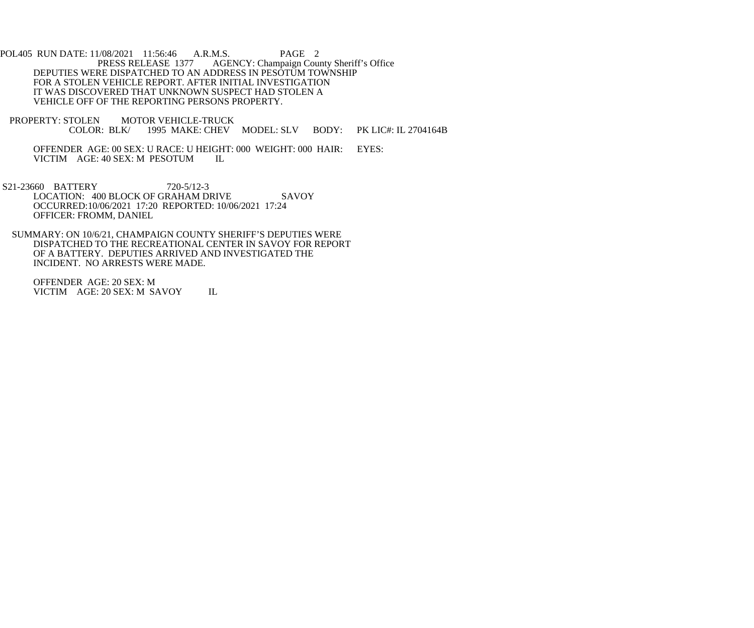POL405 RUN DATE: 11/08/2021 11:56:46 A.R.M.S. PAGE 2
PRESS RELEASE 1377 AGENCY: Champaign County Sheriff's Office

DEPUTIES WERE DISPATCHED TO AN ADDRESS IN PESOTUM TOWNSHIP FOR A STOLEN VEHICLE REPORT. AFTER INITIAL INVESTIGATION IT WAS DISCOVERED THAT UNKNOWN SUSPECT HAD STOLEN A VEHICLE OFF OF THE REPORTING PERSONS PROPERTY.

PROPERTY: STOLEN MOTOR VEHICLE-TRUCK
COLOR: BLK/ 1995 MAKE: CHEV MODEL: SLV BODY: PK LIC#: IL 2704164B

OFFENDER AGE: 00 SEX: U RACE: U HEIGHT: 000 WEIGHT: 000 HAIR: EYES:
VICTIM AGE: 40 SEX: M PESOTUM IL

S21-23660 BATTERY 720-5/12-3
LOCATION: 400 BLOCK OF GRAHAM DRIVE SAVOY
OCCURRED:10/06/2021 17:20 REPORTED: 10/06/2021 17:24
OFFICER: FROMM, DANIEL

SUMMARY: ON 10/6/21, CHAMPAIGN COUNTY SHERIFF'S DEPUTIES WERE DISPATCHED TO THE RECREATIONAL CENTER IN SAVOY FOR REPORT OF A BATTERY. DEPUTIES ARRIVED AND INVESTIGATED THE INCIDENT. NO ARRESTS WERE MADE.

OFFENDER AGE: 20 SEX: M
VICTIM AGE: 20 SEX: M SAVOY IL